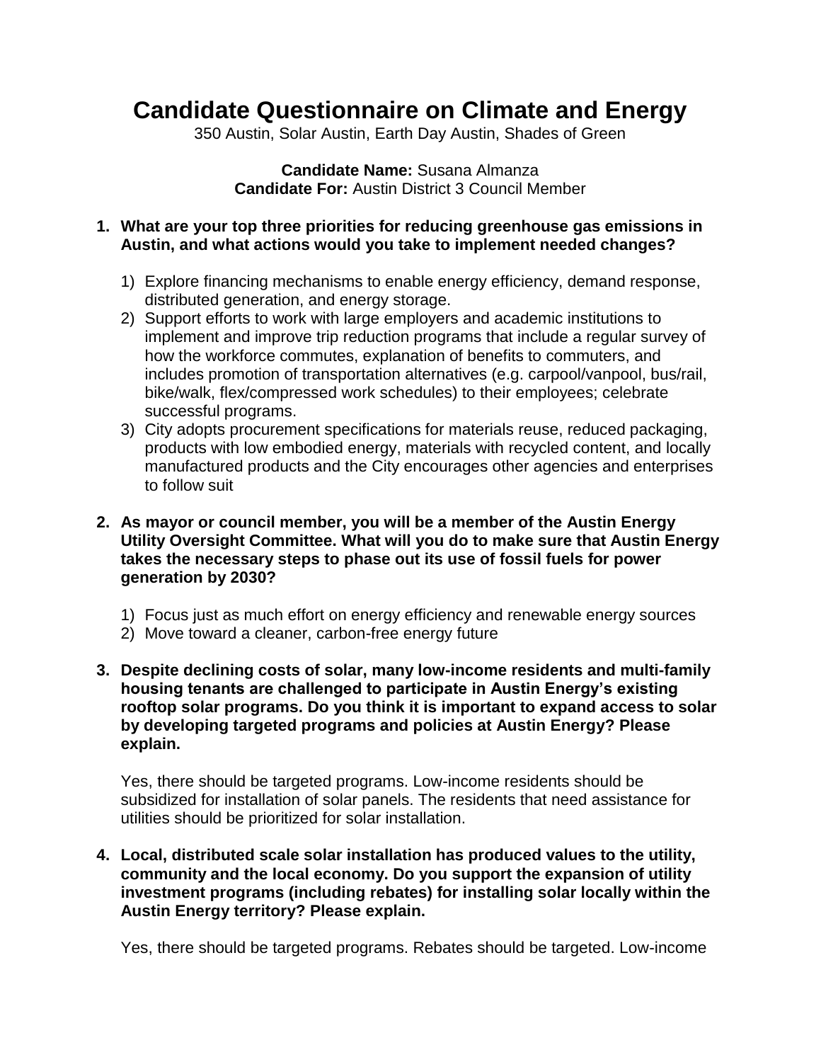# Candidate Questionnaire on Climate and Energy

350 Austin, Solar Austin, Earth Day Austin, Shades of Green

**Candidate Name:** Susana Almanza
**Candidate For:** Austin District 3 Council Member

1. **What are your top three priorities for reducing greenhouse gas emissions in Austin, and what actions would you take to implement needed changes?**

    1) Explore financing mechanisms to enable energy efficiency, demand response, distributed generation, and energy storage.
    2) Support efforts to work with large employers and academic institutions to implement and improve trip reduction programs that include a regular survey of how the workforce commutes, explanation of benefits to commuters, and includes promotion of transportation alternatives (e.g. carpool/vanpool, bus/rail, bike/walk, flex/compressed work schedules) to their employees; celebrate successful programs.
    3) City adopts procurement specifications for materials reuse, reduced packaging, products with low embodied energy, materials with recycled content, and locally manufactured products and the City encourages other agencies and enterprises to follow suit

2. **As mayor or council member, you will be a member of the Austin Energy Utility Oversight Committee. What will you do to make sure that Austin Energy takes the necessary steps to phase out its use of fossil fuels for power generation by 2030?**

    1) Focus just as much effort on energy efficiency and renewable energy sources
    2) Move toward a cleaner, carbon-free energy future

3. **Despite declining costs of solar, many low-income residents and multi-family housing tenants are challenged to participate in Austin Energy's existing rooftop solar programs. Do you think it is important to expand access to solar by developing targeted programs and policies at Austin Energy? Please explain.**

    Yes, there should be targeted programs. Low-income residents should be subsidized for installation of solar panels. The residents that need assistance for utilities should be prioritized for solar installation.

4. **Local, distributed scale solar installation has produced values to the utility, community and the local economy. Do you support the expansion of utility investment programs (including rebates) for installing solar locally within the Austin Energy territory? Please explain.**

    Yes, there should be targeted programs. Rebates should be targeted. Low-income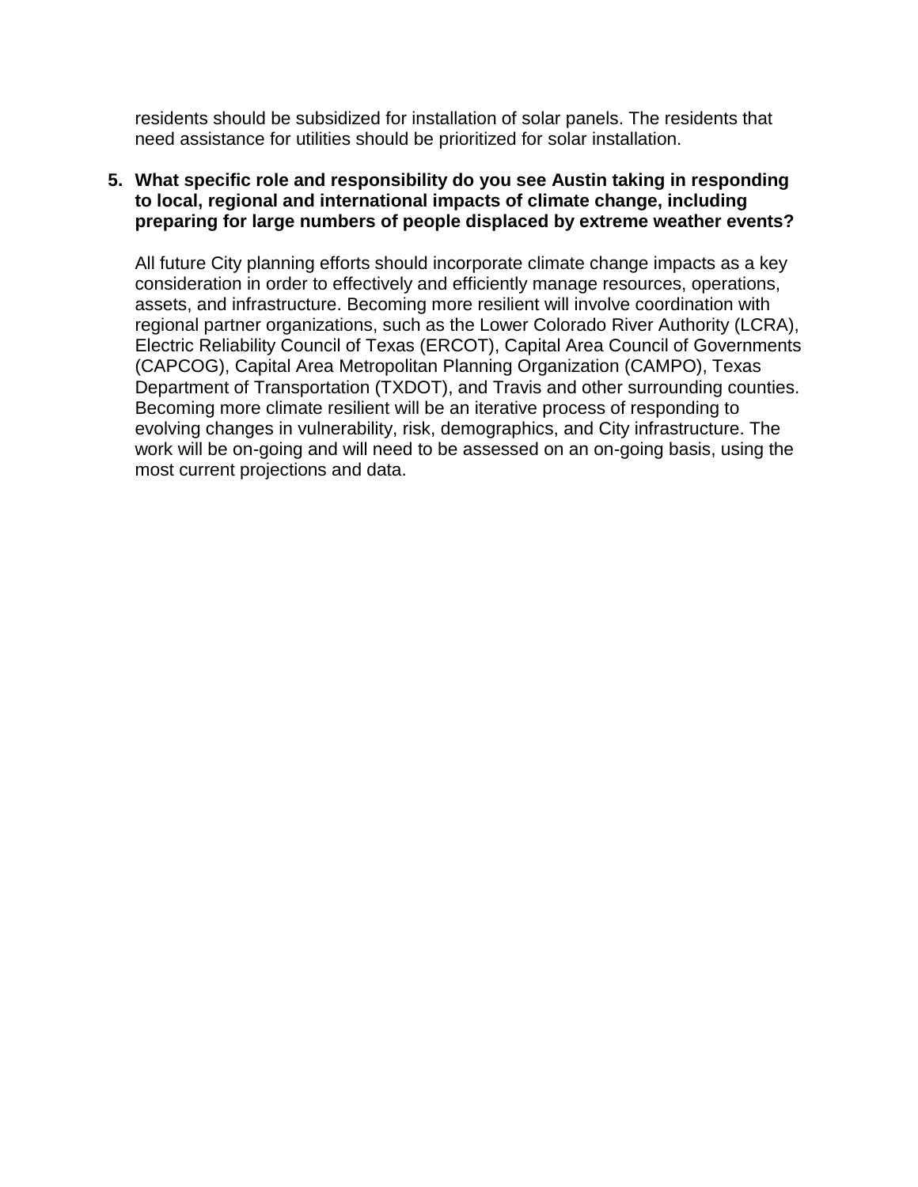residents should be subsidized for installation of solar panels. The residents that need assistance for utilities should be prioritized for solar installation.

5. **What specific role and responsibility do you see Austin taking in responding to local, regional and international impacts of climate change, including preparing for large numbers of people displaced by extreme weather events?**

   All future City planning efforts should incorporate climate change impacts as a key consideration in order to effectively and efficiently manage resources, operations, assets, and infrastructure. Becoming more resilient will involve coordination with regional partner organizations, such as the Lower Colorado River Authority (LCRA), Electric Reliability Council of Texas (ERCOT), Capital Area Council of Governments (CAPCOG), Capital Area Metropolitan Planning Organization (CAMPO), Texas Department of Transportation (TXDOT), and Travis and other surrounding counties. Becoming more climate resilient will be an iterative process of responding to evolving changes in vulnerability, risk, demographics, and City infrastructure. The work will be on-going and will need to be assessed on an on-going basis, using the most current projections and data.